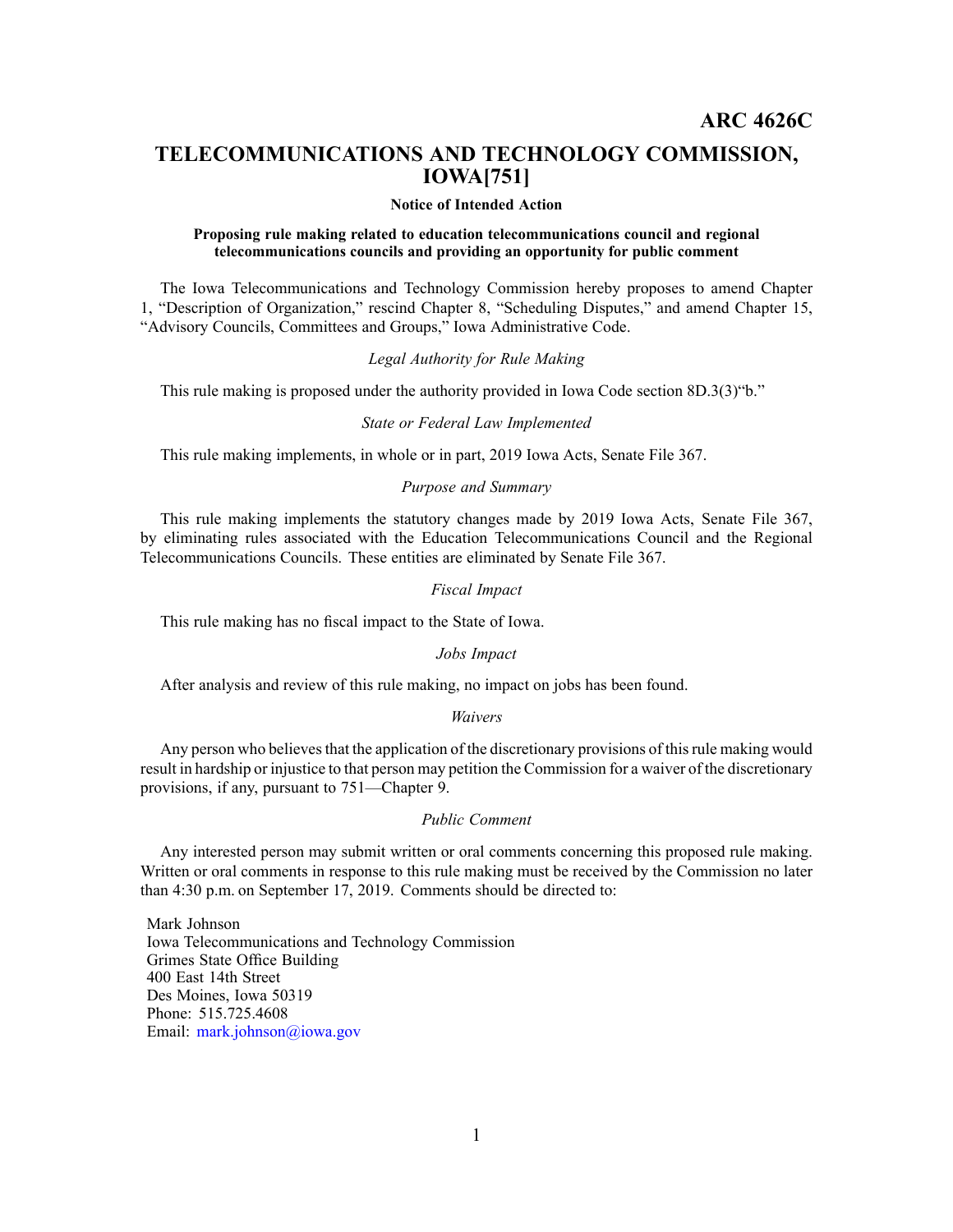**ARC 4626C**

# TELECOMMUNICATIONS AND TECHNOLOGY COMMISSION, IOWA[751]

**Notice of Intended Action**

**Proposing rule making related to education telecommunications council and regional telecommunications councils and providing an opportunity for public comment**

The Iowa Telecommunications and Technology Commission hereby proposes to amend Chapter 1, "Description of Organization," rescind Chapter 8, "Scheduling Disputes," and amend Chapter 15, "Advisory Councils, Committees and Groups," Iowa Administrative Code.

*Legal Authority for Rule Making*

This rule making is proposed under the authority provided in Iowa Code section 8D.3(3)"b."

*State or Federal Law Implemented*

This rule making implements, in whole or in part, 2019 Iowa Acts, Senate File 367.

*Purpose and Summary*

This rule making implements the statutory changes made by 2019 Iowa Acts, Senate File 367, by eliminating rules associated with the Education Telecommunications Council and the Regional Telecommunications Councils. These entities are eliminated by Senate File 367.

*Fiscal Impact*

This rule making has no fiscal impact to the State of Iowa.

*Jobs Impact*

After analysis and review of this rule making, no impact on jobs has been found.

*Waivers*

Any person who believes that the application of the discretionary provisions of this rule making would result in hardship or injustice to that person may petition the Commission for a waiver of the discretionary provisions, if any, pursuant to 751—Chapter 9.

*Public Comment*

Any interested person may submit written or oral comments concerning this proposed rule making. Written or oral comments in response to this rule making must be received by the Commission no later than 4:30 p.m. on September 17, 2019. Comments should be directed to:

Mark Johnson
Iowa Telecommunications and Technology Commission
Grimes State Office Building
400 East 14th Street
Des Moines, Iowa 50319
Phone: 515.725.4608
Email: mark.johnson@iowa.gov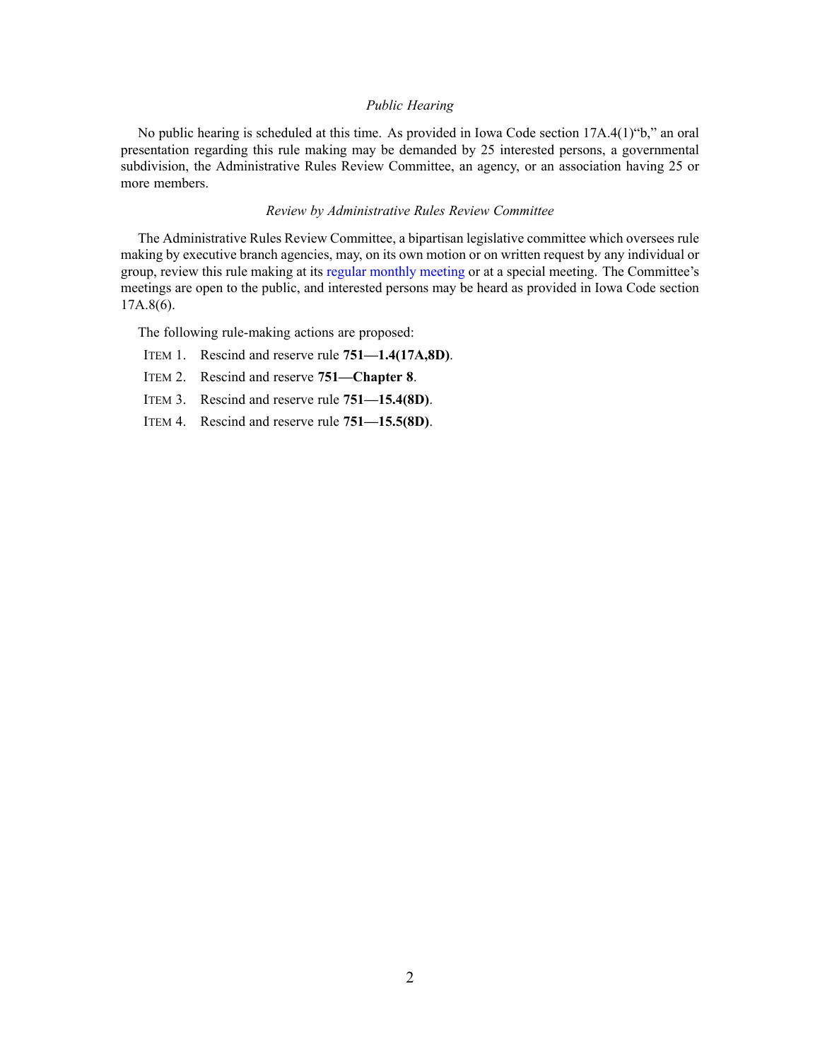*Public Hearing*

No public hearing is scheduled at this time. As provided in Iowa Code section 17A.4(1)"b," an oral presentation regarding this rule making may be demanded by 25 interested persons, a governmental subdivision, the Administrative Rules Review Committee, an agency, or an association having 25 or more members.

*Review by Administrative Rules Review Committee*

The Administrative Rules Review Committee, a bipartisan legislative committee which oversees rule making by executive branch agencies, may, on its own motion or on written request by any individual or group, review this rule making at its regular monthly meeting or at a special meeting. The Committee's meetings are open to the public, and interested persons may be heard as provided in Iowa Code section 17A.8(6).

The following rule-making actions are proposed:

ITEM 1. Rescind and reserve rule **751—1.4(17A,8D)**.

ITEM 2. Rescind and reserve **751—Chapter 8**.

ITEM 3. Rescind and reserve rule **751—15.4(8D)**.

ITEM 4. Rescind and reserve rule **751—15.5(8D)**.